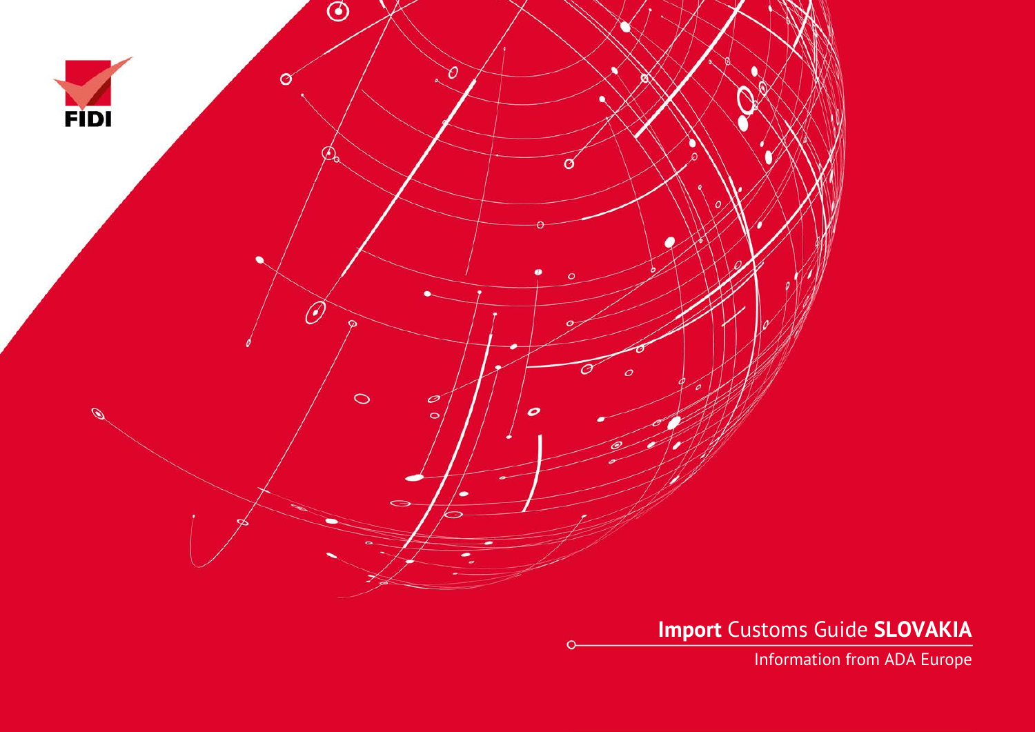FIDI

# **Import** Customs Guide **SLOVAKIA**

Information from ADA Europe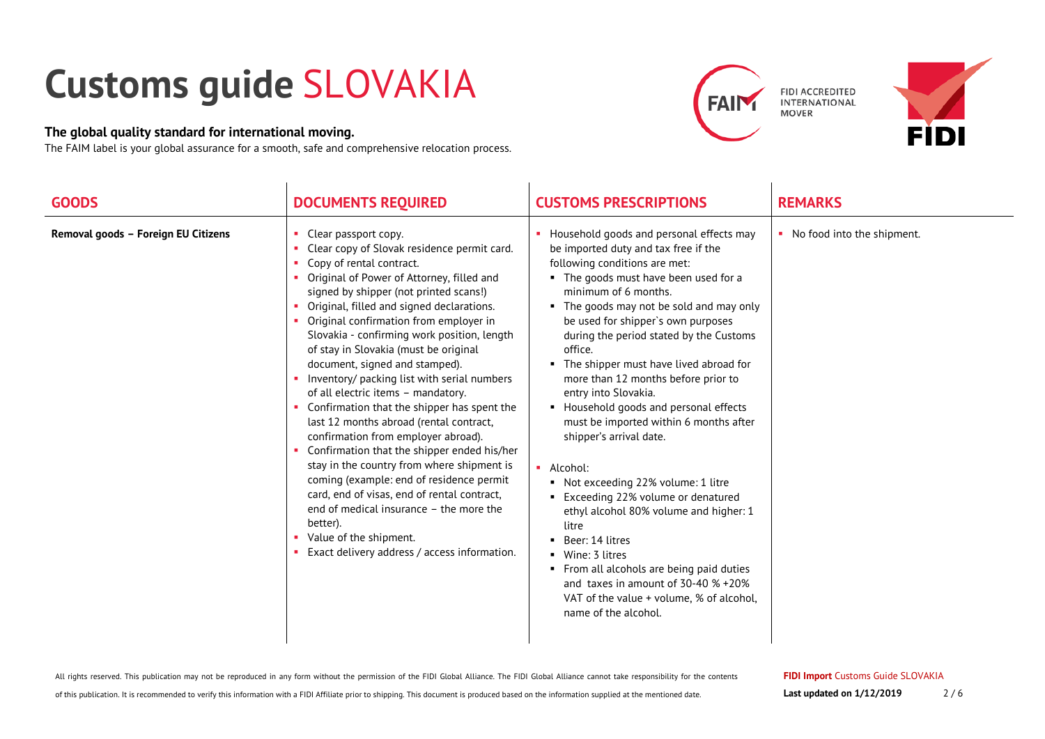# Customs guide SLOVAKIA

**The global quality standard for international moving.**

The FAIM label is your global assurance for a smooth, safe and comprehensive relocation process.

FIDI ACCREDITED INTERNATIONAL MOVER

| GOODS | DOCUMENTS REQUIRED | CUSTOMS PRESCRIPTIONS | REMARKS |
|---|---|---|---|
| **Removal goods – Foreign EU Citizens** | ▪ Clear passport copy.<br>▪ Clear copy of Slovak residence permit card.<br>▪ Copy of rental contract.<br>▪ Original of Power of Attorney, filled and signed by shipper (not printed scans!)<br>▪ Original, filled and signed declarations.<br>▪ Original confirmation from employer in Slovakia - confirming work position, length of stay in Slovakia (must be original document, signed and stamped).<br>▪ Inventory/ packing list with serial numbers of all electric items – mandatory.<br>▪ Confirmation that the shipper has spent the last 12 months abroad (rental contract, confirmation from employer abroad).<br>▪ Confirmation that the shipper ended his/her stay in the country from where shipment is coming (example: end of residence permit card, end of visas, end of rental contract, end of medical insurance – the more the better).<br>▪ Value of the shipment.<br>▪ Exact delivery address / access information. | ▪ Household goods and personal effects may be imported duty and tax free if the following conditions are met:<br>&nbsp;&nbsp;▪ The goods must have been used for a minimum of 6 months.<br>&nbsp;&nbsp;▪ The goods may not be sold and may only be used for shipper`s own purposes during the period stated by the Customs office.<br>&nbsp;&nbsp;▪ The shipper must have lived abroad for more than 12 months before prior to entry into Slovakia.<br>&nbsp;&nbsp;▪ Household goods and personal effects must be imported within 6 months after shipper's arrival date.<br><br>▪ Alcohol:<br>&nbsp;&nbsp;▪ Not exceeding 22% volume: 1 litre<br>&nbsp;&nbsp;▪ Exceeding 22% volume or denatured ethyl alcohol 80% volume and higher: 1 litre<br>&nbsp;&nbsp;▪ Beer: 14 litres<br>&nbsp;&nbsp;▪ Wine: 3 litres<br>&nbsp;&nbsp;▪ From all alcohols are being paid duties and taxes in amount of 30-40 % +20% VAT of the value + volume, % of alcohol, name of the alcohol. | ▪ No food into the shipment. |

All rights reserved. This publication may not be reproduced in any form without the permission of the FIDI Global Alliance. The FIDI Global Alliance cannot take responsibility for the contents of this publication. It is recommended to verify this information with a FIDI Affiliate prior to shipping. This document is produced based on the information supplied at the mentioned date.

**FIDI Import** Customs Guide SLOVAKIA

**Last updated on 1/12/2019**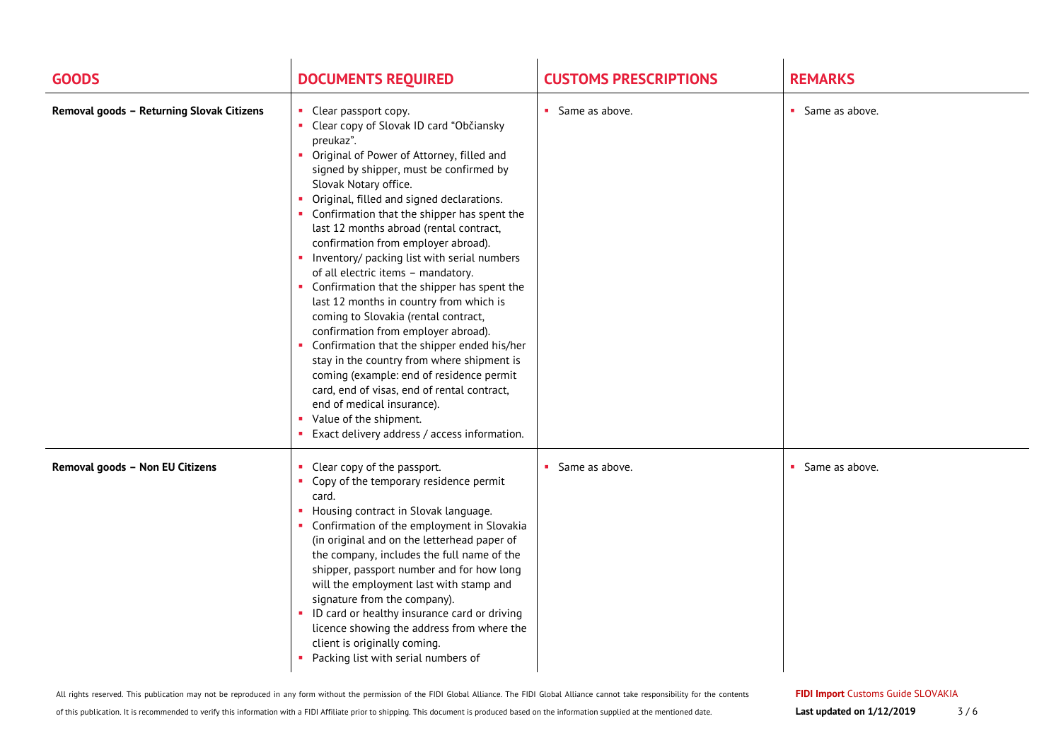| GOODS | DOCUMENTS REQUIRED | CUSTOMS PRESCRIPTIONS | REMARKS |
| --- | --- | --- | --- |
| **Removal goods – Returning Slovak Citizens** | • Clear passport copy.<br>• Clear copy of Slovak ID card "Občiansky preukaz".<br>• Original of Power of Attorney, filled and signed by shipper, must be confirmed by Slovak Notary office.<br>• Original, filled and signed declarations.<br>• Confirmation that the shipper has spent the last 12 months abroad (rental contract, confirmation from employer abroad).<br>• Inventory/ packing list with serial numbers of all electric items – mandatory.<br>• Confirmation that the shipper has spent the last 12 months in country from which is coming to Slovakia (rental contract, confirmation from employer abroad).<br>• Confirmation that the shipper ended his/her stay in the country from where shipment is coming (example: end of residence permit card, end of visas, end of rental contract, end of medical insurance).<br>• Value of the shipment.<br>• Exact delivery address / access information. | • Same as above. | • Same as above. |
| **Removal goods – Non EU Citizens** | • Clear copy of the passport.<br>• Copy of the temporary residence permit card.<br>• Housing contract in Slovak language.<br>• Confirmation of the employment in Slovakia (in original and on the letterhead paper of the company, includes the full name of the shipper, passport number and for how long will the employment last with stamp and signature from the company).<br>• ID card or healthy insurance card or driving licence showing the address from where the client is originally coming.<br>• Packing list with serial numbers of | • Same as above. | • Same as above. |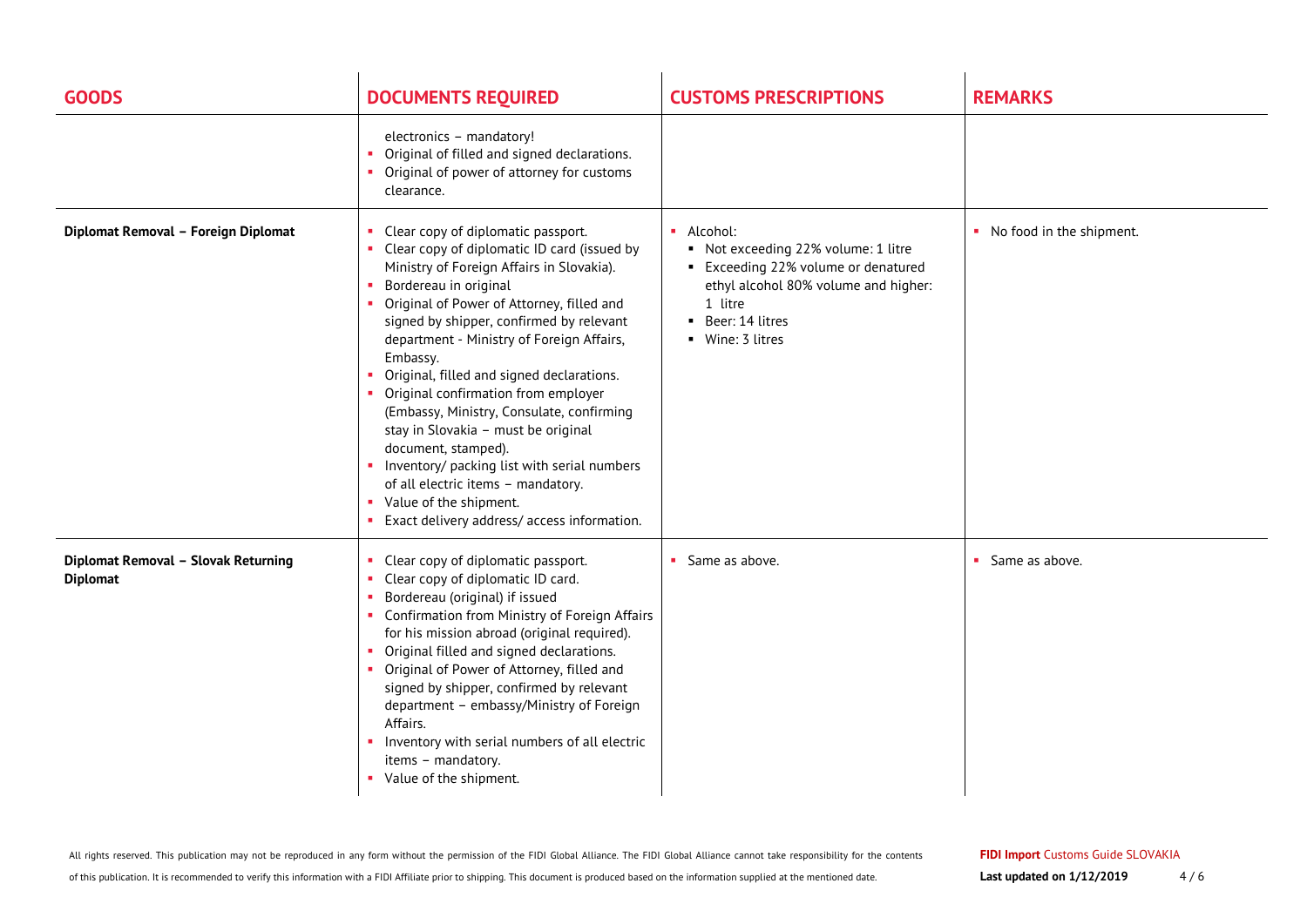| GOODS | DOCUMENTS REQUIRED | CUSTOMS PRESCRIPTIONS | REMARKS |
|---|---|---|---|
| | electronics – mandatory!<br>• Original of filled and signed declarations.<br>• Original of power of attorney for customs clearance. | | |
| **Diplomat Removal – Foreign Diplomat** | • Clear copy of diplomatic passport.<br>• Clear copy of diplomatic ID card (issued by Ministry of Foreign Affairs in Slovakia).<br>• Bordereau in original<br>• Original of Power of Attorney, filled and signed by shipper, confirmed by relevant department - Ministry of Foreign Affairs, Embassy.<br>• Original, filled and signed declarations.<br>• Original confirmation from employer (Embassy, Ministry, Consulate, confirming stay in Slovakia – must be original document, stamped).<br>• Inventory/ packing list with serial numbers of all electric items – mandatory.<br>• Value of the shipment.<br>• Exact delivery address/ access information. | • Alcohol:<br>▪ Not exceeding 22% volume: 1 litre<br>▪ Exceeding 22% volume or denatured ethyl alcohol 80% volume and higher: 1 litre<br>▪ Beer: 14 litres<br>▪ Wine: 3 litres | • No food in the shipment. |
| **Diplomat Removal – Slovak Returning Diplomat** | • Clear copy of diplomatic passport.<br>• Clear copy of diplomatic ID card.<br>• Bordereau (original) if issued<br>• Confirmation from Ministry of Foreign Affairs for his mission abroad (original required).<br>• Original filled and signed declarations.<br>• Original of Power of Attorney, filled and signed by shipper, confirmed by relevant department – embassy/Ministry of Foreign Affairs.<br>• Inventory with serial numbers of all electric items – mandatory.<br>• Value of the shipment. | • Same as above. | • Same as above. |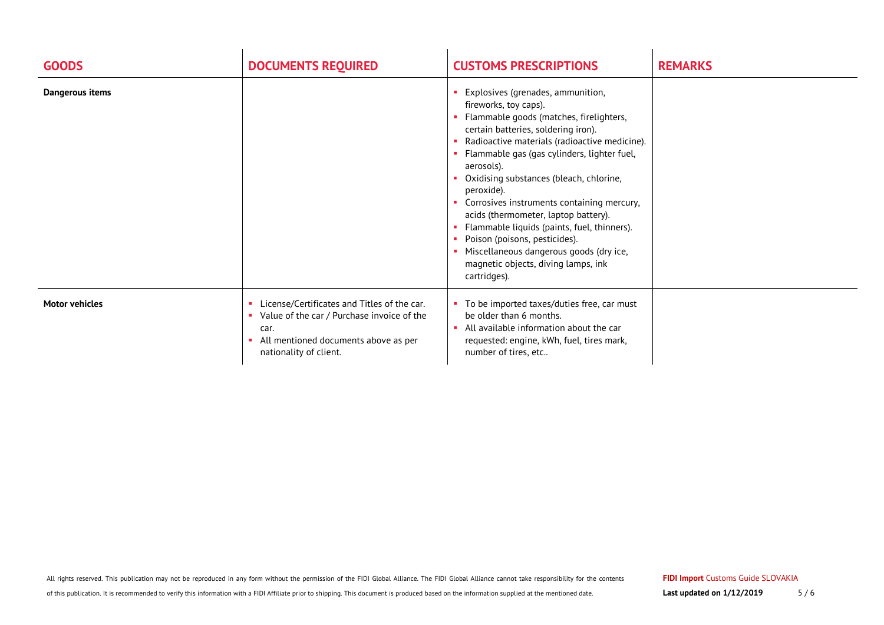| GOODS | DOCUMENTS REQUIRED | CUSTOMS PRESCRIPTIONS | REMARKS |
|---|---|---|---|
| **Dangerous items** | | ▪ Explosives (grenades, ammunition, fireworks, toy caps).<br>▪ Flammable goods (matches, firelighters, certain batteries, soldering iron).<br>▪ Radioactive materials (radioactive medicine).<br>▪ Flammable gas (gas cylinders, lighter fuel, aerosols).<br>▪ Oxidising substances (bleach, chlorine, peroxide).<br>▪ Corrosives instruments containing mercury, acids (thermometer, laptop battery).<br>▪ Flammable liquids (paints, fuel, thinners).<br>▪ Poison (poisons, pesticides).<br>▪ Miscellaneous dangerous goods (dry ice, magnetic objects, diving lamps, ink cartridges). | |
| **Motor vehicles** | ▪ License/Certificates and Titles of the car.<br>▪ Value of the car / Purchase invoice of the car.<br>▪ All mentioned documents above as per nationality of client. | ▪ To be imported taxes/duties free, car must be older than 6 months.<br>▪ All available information about the car requested: engine, kWh, fuel, tires mark, number of tires, etc.. | |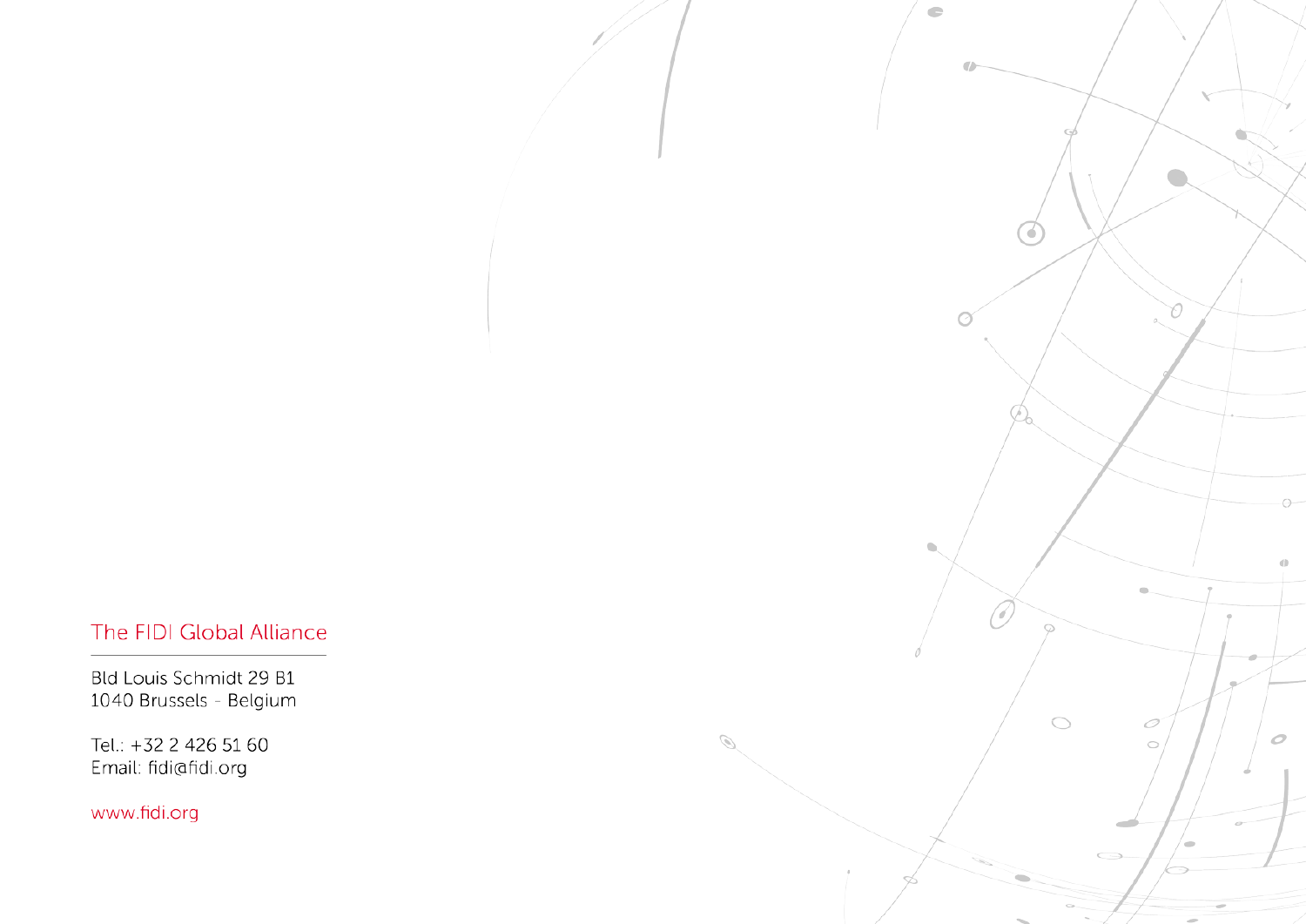The FIDI Global Alliance

Bld Louis Schmidt 29 B1
1040 Brussels - Belgium

Tel.: +32 2 426 51 60
Email: fidi@fidi.org

www.fidi.org